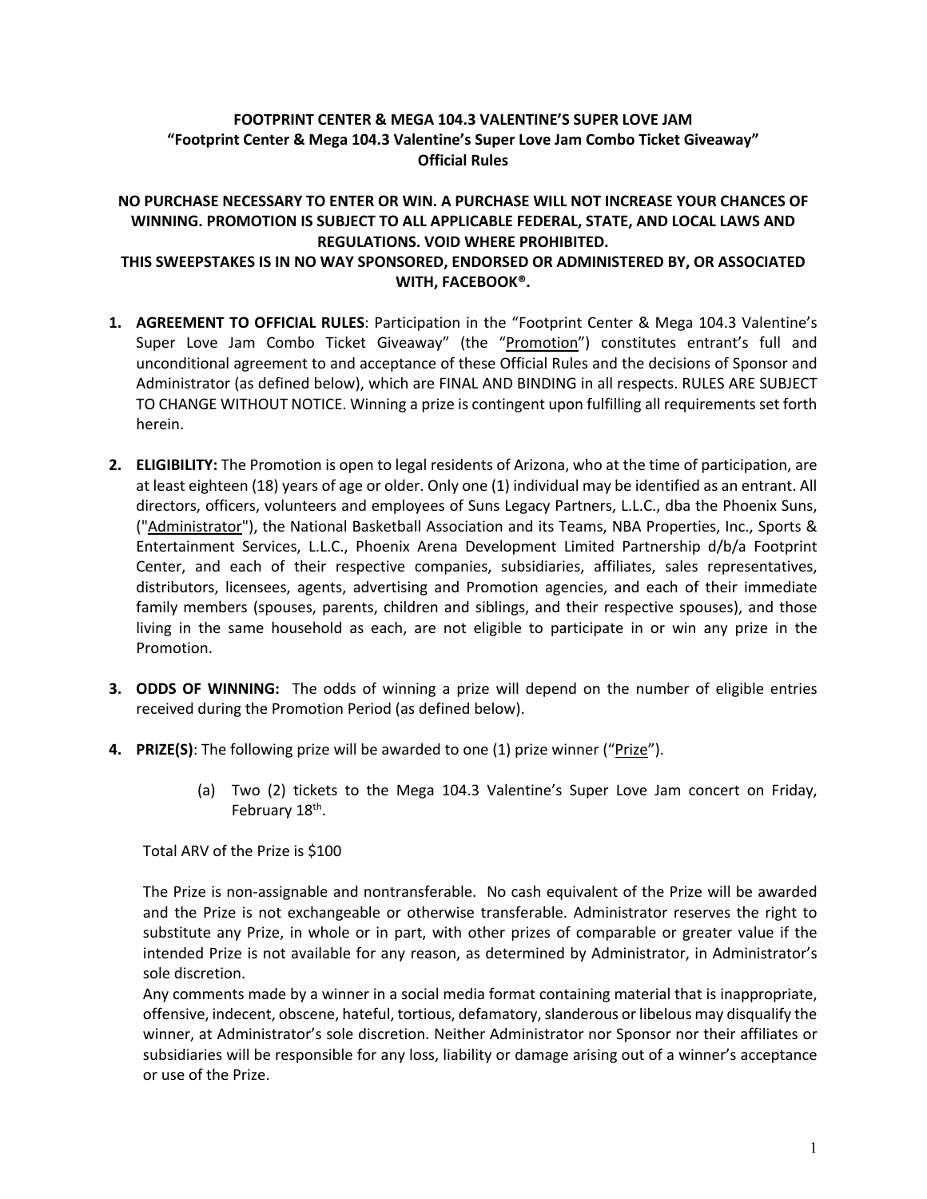**FOOTPRINT CENTER & MEGA 104.3 VALENTINE'S SUPER LOVE JAM**
**"Footprint Center & Mega 104.3 Valentine's Super Love Jam Combo Ticket Giveaway"**
**Official Rules**

**NO PURCHASE NECESSARY TO ENTER OR WIN. A PURCHASE WILL NOT INCREASE YOUR CHANCES OF WINNING. PROMOTION IS SUBJECT TO ALL APPLICABLE FEDERAL, STATE, AND LOCAL LAWS AND REGULATIONS. VOID WHERE PROHIBITED.**
**THIS SWEEPSTAKES IS IN NO WAY SPONSORED, ENDORSED OR ADMINISTERED BY, OR ASSOCIATED WITH, FACEBOOK®.**

1. **AGREEMENT TO OFFICIAL RULES**: Participation in the "Footprint Center & Mega 104.3 Valentine's Super Love Jam Combo Ticket Giveaway" (the "Promotion") constitutes entrant's full and unconditional agreement to and acceptance of these Official Rules and the decisions of Sponsor and Administrator (as defined below), which are FINAL AND BINDING in all respects. RULES ARE SUBJECT TO CHANGE WITHOUT NOTICE. Winning a prize is contingent upon fulfilling all requirements set forth herein.

2. **ELIGIBILITY:** The Promotion is open to legal residents of Arizona, who at the time of participation, are at least eighteen (18) years of age or older. Only one (1) individual may be identified as an entrant. All directors, officers, volunteers and employees of Suns Legacy Partners, L.L.C., dba the Phoenix Suns, ("Administrator"), the National Basketball Association and its Teams, NBA Properties, Inc., Sports & Entertainment Services, L.L.C., Phoenix Arena Development Limited Partnership d/b/a Footprint Center, and each of their respective companies, subsidiaries, affiliates, sales representatives, distributors, licensees, agents, advertising and Promotion agencies, and each of their immediate family members (spouses, parents, children and siblings, and their respective spouses), and those living in the same household as each, are not eligible to participate in or win any prize in the Promotion.

3. **ODDS OF WINNING:** The odds of winning a prize will depend on the number of eligible entries received during the Promotion Period (as defined below).

4. **PRIZE(S)**: The following prize will be awarded to one (1) prize winner ("Prize").

   (a) Two (2) tickets to the Mega 104.3 Valentine's Super Love Jam concert on Friday, February 18th.

   Total ARV of the Prize is $100

   The Prize is non-assignable and nontransferable. No cash equivalent of the Prize will be awarded and the Prize is not exchangeable or otherwise transferable. Administrator reserves the right to substitute any Prize, in whole or in part, with other prizes of comparable or greater value if the intended Prize is not available for any reason, as determined by Administrator, in Administrator's sole discretion.
   Any comments made by a winner in a social media format containing material that is inappropriate, offensive, indecent, obscene, hateful, tortious, defamatory, slanderous or libelous may disqualify the winner, at Administrator's sole discretion. Neither Administrator nor Sponsor nor their affiliates or subsidiaries will be responsible for any loss, liability or damage arising out of a winner's acceptance or use of the Prize.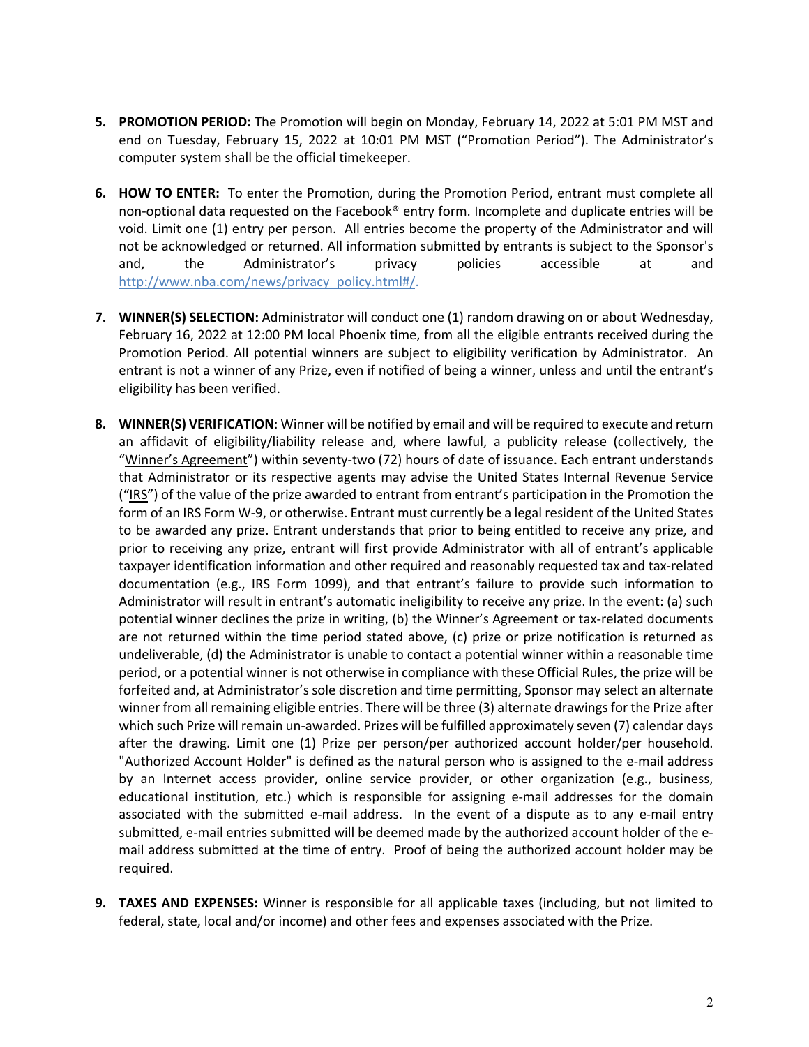5. **PROMOTION PERIOD:** The Promotion will begin on Monday, February 14, 2022 at 5:01 PM MST and end on Tuesday, February 15, 2022 at 10:01 PM MST ("Promotion Period"). The Administrator's computer system shall be the official timekeeper.

6. **HOW TO ENTER:** To enter the Promotion, during the Promotion Period, entrant must complete all non-optional data requested on the Facebook® entry form. Incomplete and duplicate entries will be void. Limit one (1) entry per person. All entries become the property of the Administrator and will not be acknowledged or returned. All information submitted by entrants is subject to the Sponsor's and, the Administrator's privacy policies accessible at and http://www.nba.com/news/privacy_policy.html#/.

7. **WINNER(S) SELECTION:** Administrator will conduct one (1) random drawing on or about Wednesday, February 16, 2022 at 12:00 PM local Phoenix time, from all the eligible entrants received during the Promotion Period. All potential winners are subject to eligibility verification by Administrator. An entrant is not a winner of any Prize, even if notified of being a winner, unless and until the entrant's eligibility has been verified.

8. **WINNER(S) VERIFICATION**: Winner will be notified by email and will be required to execute and return an affidavit of eligibility/liability release and, where lawful, a publicity release (collectively, the "Winner's Agreement") within seventy-two (72) hours of date of issuance. Each entrant understands that Administrator or its respective agents may advise the United States Internal Revenue Service ("IRS") of the value of the prize awarded to entrant from entrant's participation in the Promotion the form of an IRS Form W-9, or otherwise. Entrant must currently be a legal resident of the United States to be awarded any prize. Entrant understands that prior to being entitled to receive any prize, and prior to receiving any prize, entrant will first provide Administrator with all of entrant's applicable taxpayer identification information and other required and reasonably requested tax and tax-related documentation (e.g., IRS Form 1099), and that entrant's failure to provide such information to Administrator will result in entrant's automatic ineligibility to receive any prize. In the event: (a) such potential winner declines the prize in writing, (b) the Winner's Agreement or tax-related documents are not returned within the time period stated above, (c) prize or prize notification is returned as undeliverable, (d) the Administrator is unable to contact a potential winner within a reasonable time period, or a potential winner is not otherwise in compliance with these Official Rules, the prize will be forfeited and, at Administrator's sole discretion and time permitting, Sponsor may select an alternate winner from all remaining eligible entries. There will be three (3) alternate drawings for the Prize after which such Prize will remain un-awarded. Prizes will be fulfilled approximately seven (7) calendar days after the drawing. Limit one (1) Prize per person/per authorized account holder/per household. "Authorized Account Holder" is defined as the natural person who is assigned to the e-mail address by an Internet access provider, online service provider, or other organization (e.g., business, educational institution, etc.) which is responsible for assigning e-mail addresses for the domain associated with the submitted e-mail address. In the event of a dispute as to any e-mail entry submitted, e-mail entries submitted will be deemed made by the authorized account holder of the e-mail address submitted at the time of entry. Proof of being the authorized account holder may be required.

9. **TAXES AND EXPENSES:** Winner is responsible for all applicable taxes (including, but not limited to federal, state, local and/or income) and other fees and expenses associated with the Prize.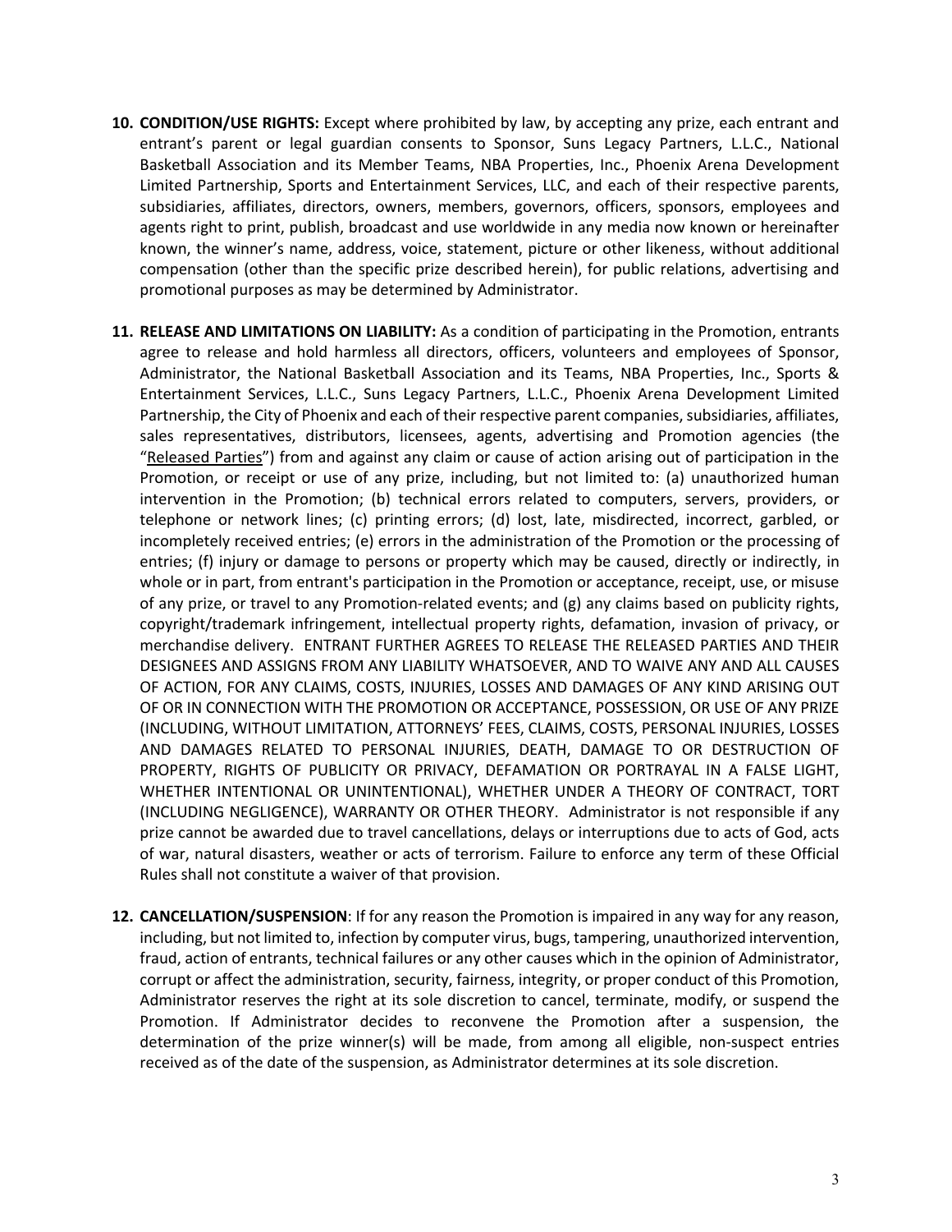10. **CONDITION/USE RIGHTS:** Except where prohibited by law, by accepting any prize, each entrant and entrant's parent or legal guardian consents to Sponsor, Suns Legacy Partners, L.L.C., National Basketball Association and its Member Teams, NBA Properties, Inc., Phoenix Arena Development Limited Partnership, Sports and Entertainment Services, LLC, and each of their respective parents, subsidiaries, affiliates, directors, owners, members, governors, officers, sponsors, employees and agents right to print, publish, broadcast and use worldwide in any media now known or hereinafter known, the winner's name, address, voice, statement, picture or other likeness, without additional compensation (other than the specific prize described herein), for public relations, advertising and promotional purposes as may be determined by Administrator.

11. **RELEASE AND LIMITATIONS ON LIABILITY:** As a condition of participating in the Promotion, entrants agree to release and hold harmless all directors, officers, volunteers and employees of Sponsor, Administrator, the National Basketball Association and its Teams, NBA Properties, Inc., Sports & Entertainment Services, L.L.C., Suns Legacy Partners, L.L.C., Phoenix Arena Development Limited Partnership, the City of Phoenix and each of their respective parent companies, subsidiaries, affiliates, sales representatives, distributors, licensees, agents, advertising and Promotion agencies (the "Released Parties") from and against any claim or cause of action arising out of participation in the Promotion, or receipt or use of any prize, including, but not limited to: (a) unauthorized human intervention in the Promotion; (b) technical errors related to computers, servers, providers, or telephone or network lines; (c) printing errors; (d) lost, late, misdirected, incorrect, garbled, or incompletely received entries; (e) errors in the administration of the Promotion or the processing of entries; (f) injury or damage to persons or property which may be caused, directly or indirectly, in whole or in part, from entrant's participation in the Promotion or acceptance, receipt, use, or misuse of any prize, or travel to any Promotion-related events; and (g) any claims based on publicity rights, copyright/trademark infringement, intellectual property rights, defamation, invasion of privacy, or merchandise delivery. ENTRANT FURTHER AGREES TO RELEASE THE RELEASED PARTIES AND THEIR DESIGNEES AND ASSIGNS FROM ANY LIABILITY WHATSOEVER, AND TO WAIVE ANY AND ALL CAUSES OF ACTION, FOR ANY CLAIMS, COSTS, INJURIES, LOSSES AND DAMAGES OF ANY KIND ARISING OUT OF OR IN CONNECTION WITH THE PROMOTION OR ACCEPTANCE, POSSESSION, OR USE OF ANY PRIZE (INCLUDING, WITHOUT LIMITATION, ATTORNEYS' FEES, CLAIMS, COSTS, PERSONAL INJURIES, LOSSES AND DAMAGES RELATED TO PERSONAL INJURIES, DEATH, DAMAGE TO OR DESTRUCTION OF PROPERTY, RIGHTS OF PUBLICITY OR PRIVACY, DEFAMATION OR PORTRAYAL IN A FALSE LIGHT, WHETHER INTENTIONAL OR UNINTENTIONAL), WHETHER UNDER A THEORY OF CONTRACT, TORT (INCLUDING NEGLIGENCE), WARRANTY OR OTHER THEORY. Administrator is not responsible if any prize cannot be awarded due to travel cancellations, delays or interruptions due to acts of God, acts of war, natural disasters, weather or acts of terrorism. Failure to enforce any term of these Official Rules shall not constitute a waiver of that provision.

12. **CANCELLATION/SUSPENSION**: If for any reason the Promotion is impaired in any way for any reason, including, but not limited to, infection by computer virus, bugs, tampering, unauthorized intervention, fraud, action of entrants, technical failures or any other causes which in the opinion of Administrator, corrupt or affect the administration, security, fairness, integrity, or proper conduct of this Promotion, Administrator reserves the right at its sole discretion to cancel, terminate, modify, or suspend the Promotion. If Administrator decides to reconvene the Promotion after a suspension, the determination of the prize winner(s) will be made, from among all eligible, non-suspect entries received as of the date of the suspension, as Administrator determines at its sole discretion.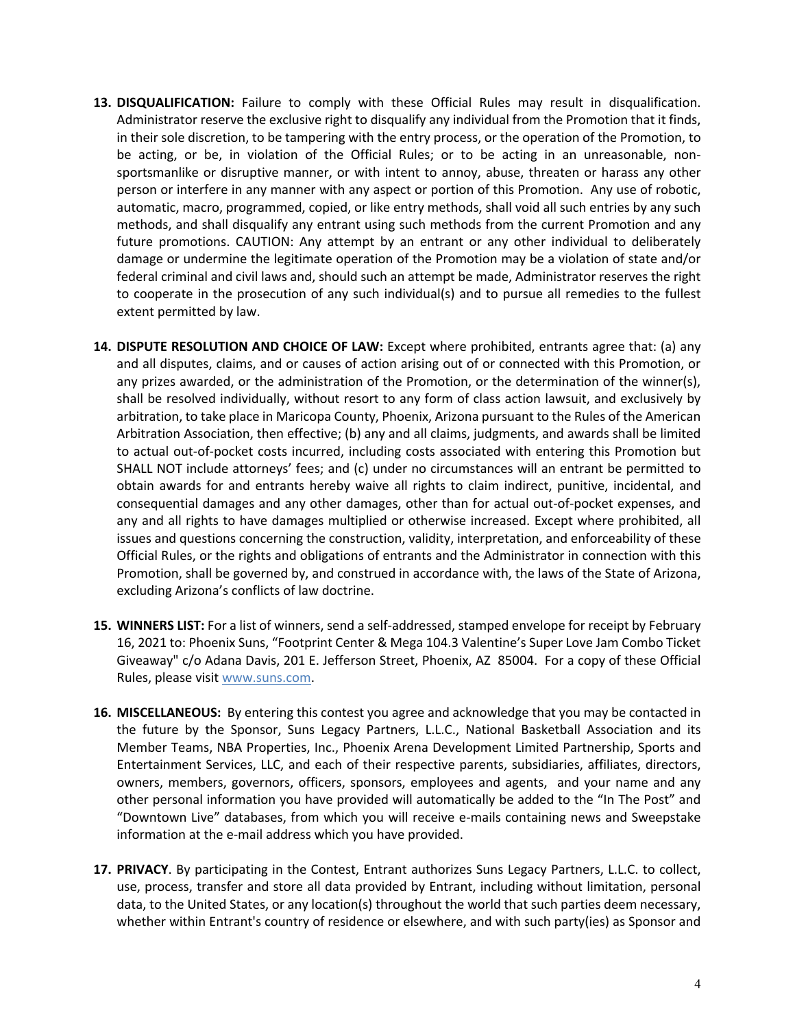13. **DISQUALIFICATION:** Failure to comply with these Official Rules may result in disqualification. Administrator reserve the exclusive right to disqualify any individual from the Promotion that it finds, in their sole discretion, to be tampering with the entry process, or the operation of the Promotion, to be acting, or be, in violation of the Official Rules; or to be acting in an unreasonable, non-sportsmanlike or disruptive manner, or with intent to annoy, abuse, threaten or harass any other person or interfere in any manner with any aspect or portion of this Promotion. Any use of robotic, automatic, macro, programmed, copied, or like entry methods, shall void all such entries by any such methods, and shall disqualify any entrant using such methods from the current Promotion and any future promotions. CAUTION: Any attempt by an entrant or any other individual to deliberately damage or undermine the legitimate operation of the Promotion may be a violation of state and/or federal criminal and civil laws and, should such an attempt be made, Administrator reserves the right to cooperate in the prosecution of any such individual(s) and to pursue all remedies to the fullest extent permitted by law.

14. **DISPUTE RESOLUTION AND CHOICE OF LAW:** Except where prohibited, entrants agree that: (a) any and all disputes, claims, and or causes of action arising out of or connected with this Promotion, or any prizes awarded, or the administration of the Promotion, or the determination of the winner(s), shall be resolved individually, without resort to any form of class action lawsuit, and exclusively by arbitration, to take place in Maricopa County, Phoenix, Arizona pursuant to the Rules of the American Arbitration Association, then effective; (b) any and all claims, judgments, and awards shall be limited to actual out-of-pocket costs incurred, including costs associated with entering this Promotion but SHALL NOT include attorneys' fees; and (c) under no circumstances will an entrant be permitted to obtain awards for and entrants hereby waive all rights to claim indirect, punitive, incidental, and consequential damages and any other damages, other than for actual out-of-pocket expenses, and any and all rights to have damages multiplied or otherwise increased. Except where prohibited, all issues and questions concerning the construction, validity, interpretation, and enforceability of these Official Rules, or the rights and obligations of entrants and the Administrator in connection with this Promotion, shall be governed by, and construed in accordance with, the laws of the State of Arizona, excluding Arizona's conflicts of law doctrine.

15. **WINNERS LIST:** For a list of winners, send a self-addressed, stamped envelope for receipt by February 16, 2021 to: Phoenix Suns, "Footprint Center & Mega 104.3 Valentine's Super Love Jam Combo Ticket Giveaway" c/o Adana Davis, 201 E. Jefferson Street, Phoenix, AZ 85004. For a copy of these Official Rules, please visit www.suns.com.

16. **MISCELLANEOUS:** By entering this contest you agree and acknowledge that you may be contacted in the future by the Sponsor, Suns Legacy Partners, L.L.C., National Basketball Association and its Member Teams, NBA Properties, Inc., Phoenix Arena Development Limited Partnership, Sports and Entertainment Services, LLC, and each of their respective parents, subsidiaries, affiliates, directors, owners, members, governors, officers, sponsors, employees and agents, and your name and any other personal information you have provided will automatically be added to the "In The Post" and "Downtown Live" databases, from which you will receive e-mails containing news and Sweepstake information at the e-mail address which you have provided.

17. **PRIVACY**. By participating in the Contest, Entrant authorizes Suns Legacy Partners, L.L.C. to collect, use, process, transfer and store all data provided by Entrant, including without limitation, personal data, to the United States, or any location(s) throughout the world that such parties deem necessary, whether within Entrant's country of residence or elsewhere, and with such party(ies) as Sponsor and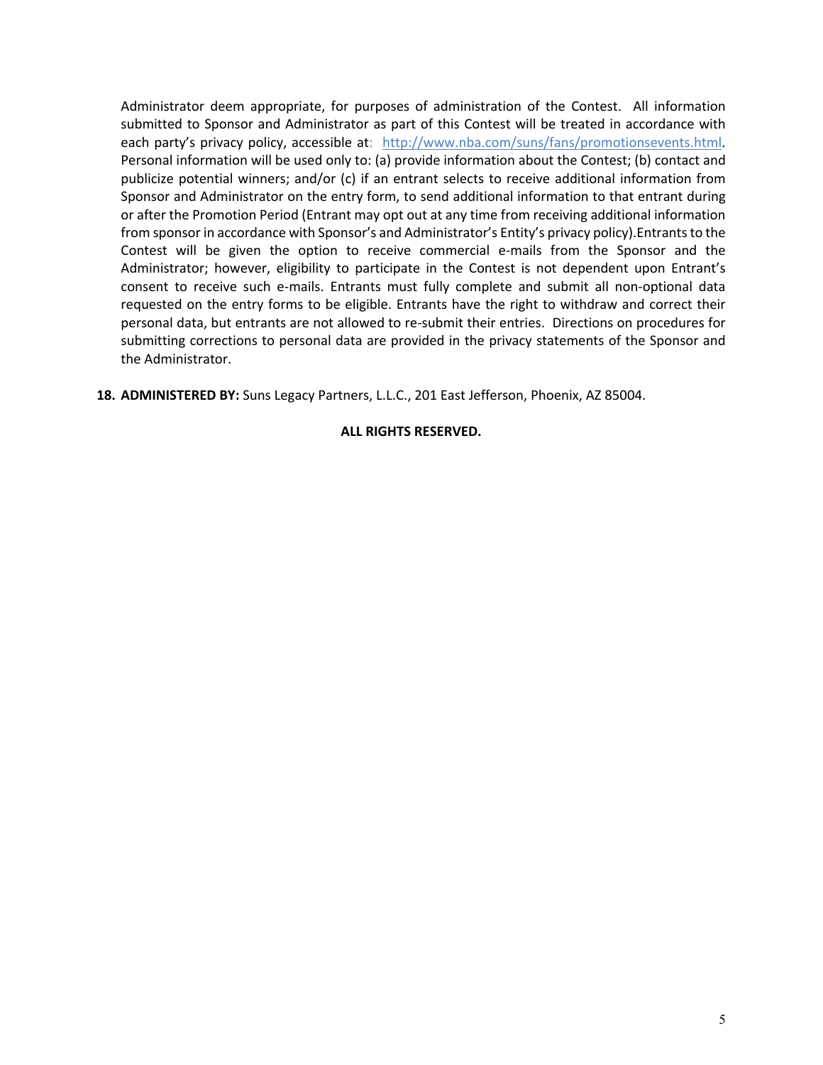Administrator deem appropriate, for purposes of administration of the Contest. All information submitted to Sponsor and Administrator as part of this Contest will be treated in accordance with each party's privacy policy, accessible at: http://www.nba.com/suns/fans/promotionsevents.html. Personal information will be used only to: (a) provide information about the Contest; (b) contact and publicize potential winners; and/or (c) if an entrant selects to receive additional information from Sponsor and Administrator on the entry form, to send additional information to that entrant during or after the Promotion Period (Entrant may opt out at any time from receiving additional information from sponsor in accordance with Sponsor's and Administrator's Entity's privacy policy).Entrants to the Contest will be given the option to receive commercial e-mails from the Sponsor and the Administrator; however, eligibility to participate in the Contest is not dependent upon Entrant's consent to receive such e-mails. Entrants must fully complete and submit all non-optional data requested on the entry forms to be eligible. Entrants have the right to withdraw and correct their personal data, but entrants are not allowed to re-submit their entries. Directions on procedures for submitting corrections to personal data are provided in the privacy statements of the Sponsor and the Administrator.

18. **ADMINISTERED BY:** Suns Legacy Partners, L.L.C., 201 East Jefferson, Phoenix, AZ 85004.

**ALL RIGHTS RESERVED.**